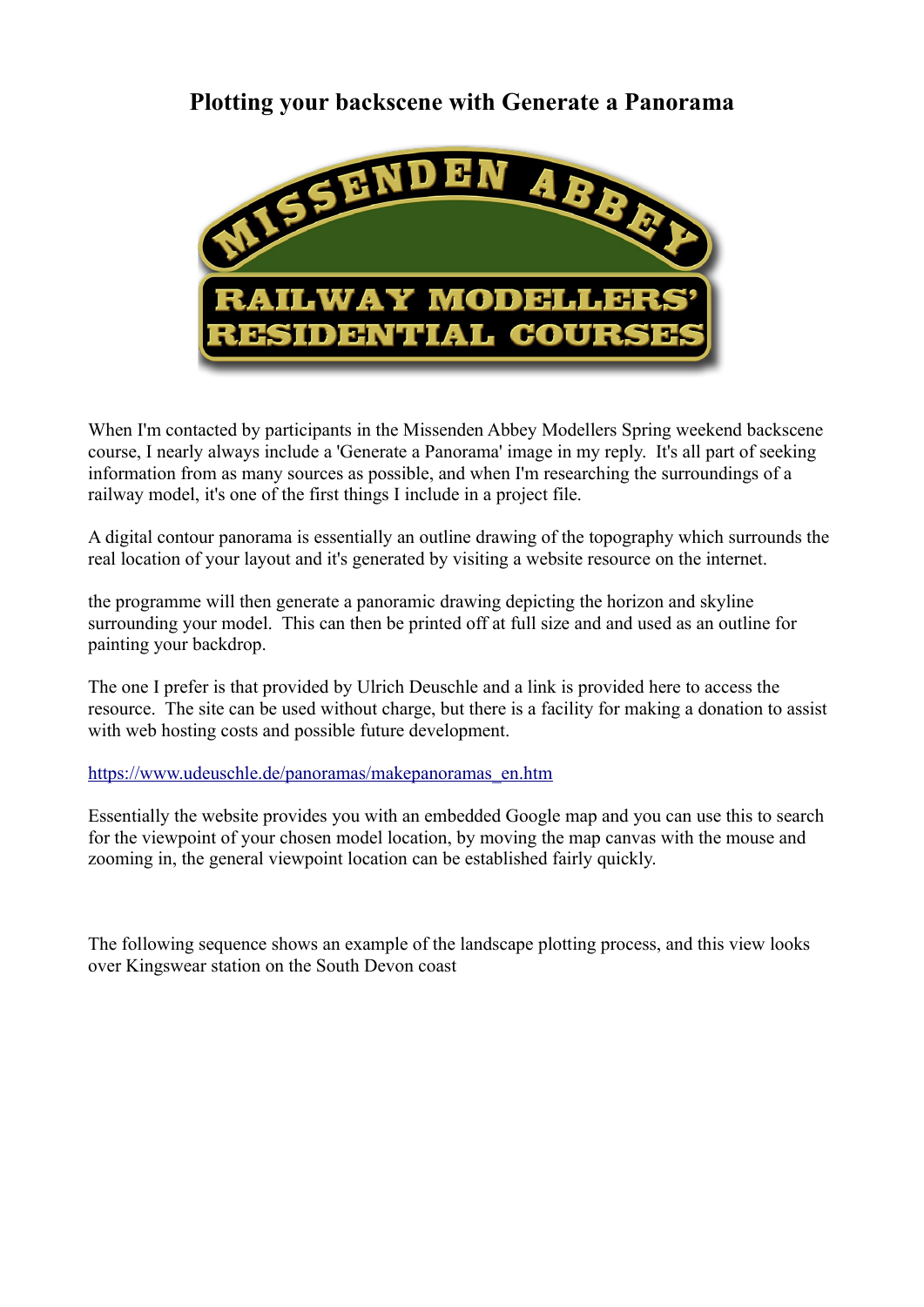# Plotting your backscene with Generate a Panorama

MISSENDEN ABBEY

RAILWAY MODELLERS' RESIDENTIAL COURSES

When I'm contacted by participants in the Missenden Abbey Modellers Spring weekend backscene course, I nearly always include a 'Generate a Panorama' image in my reply. It's all part of seeking information from as many sources as possible, and when I'm researching the surroundings of a railway model, it's one of the first things I include in a project file.

A digital contour panorama is essentially an outline drawing of the topography which surrounds the real location of your layout and it's generated by visiting a website resource on the internet.

the programme will then generate a panoramic drawing depicting the horizon and skyline surrounding your model. This can then be printed off at full size and and used as an outline for painting your backdrop.

The one I prefer is that provided by Ulrich Deuschle and a link is provided here to access the resource. The site can be used without charge, but there is a facility for making a donation to assist with web hosting costs and possible future development.

https://www.udeuschle.de/panoramas/makepanoramas_en.htm

Essentially the website provides you with an embedded Google map and you can use this to search for the viewpoint of your chosen model location, by moving the map canvas with the mouse and zooming in, the general viewpoint location can be established fairly quickly.

The following sequence shows an example of the landscape plotting process, and this view looks over Kingswear station on the South Devon coast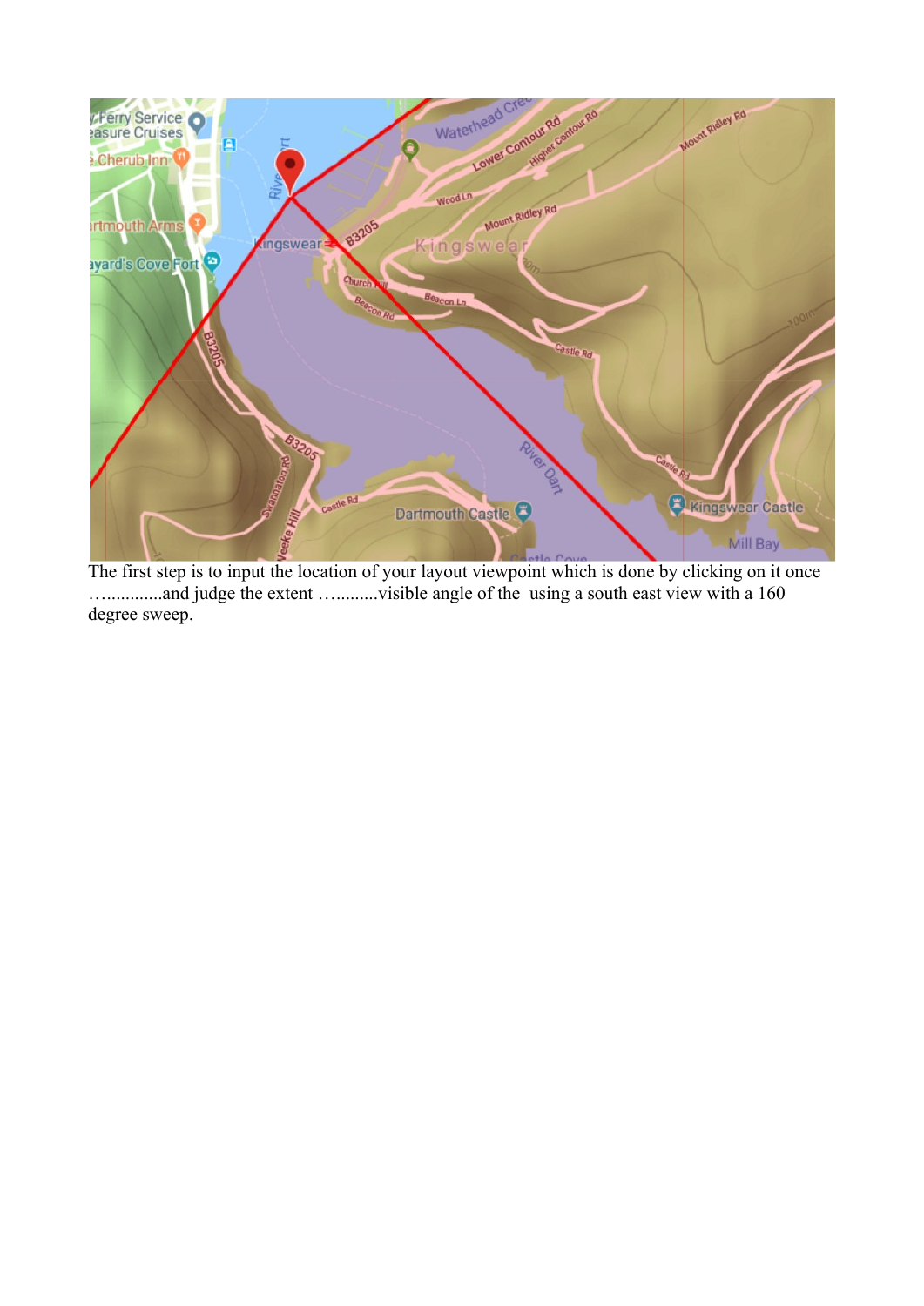The first step is to input the location of your layout viewpoint which is done by clicking on it once …............and judge the extent …..........visible angle of the  using a south east view with a 160 degree sweep.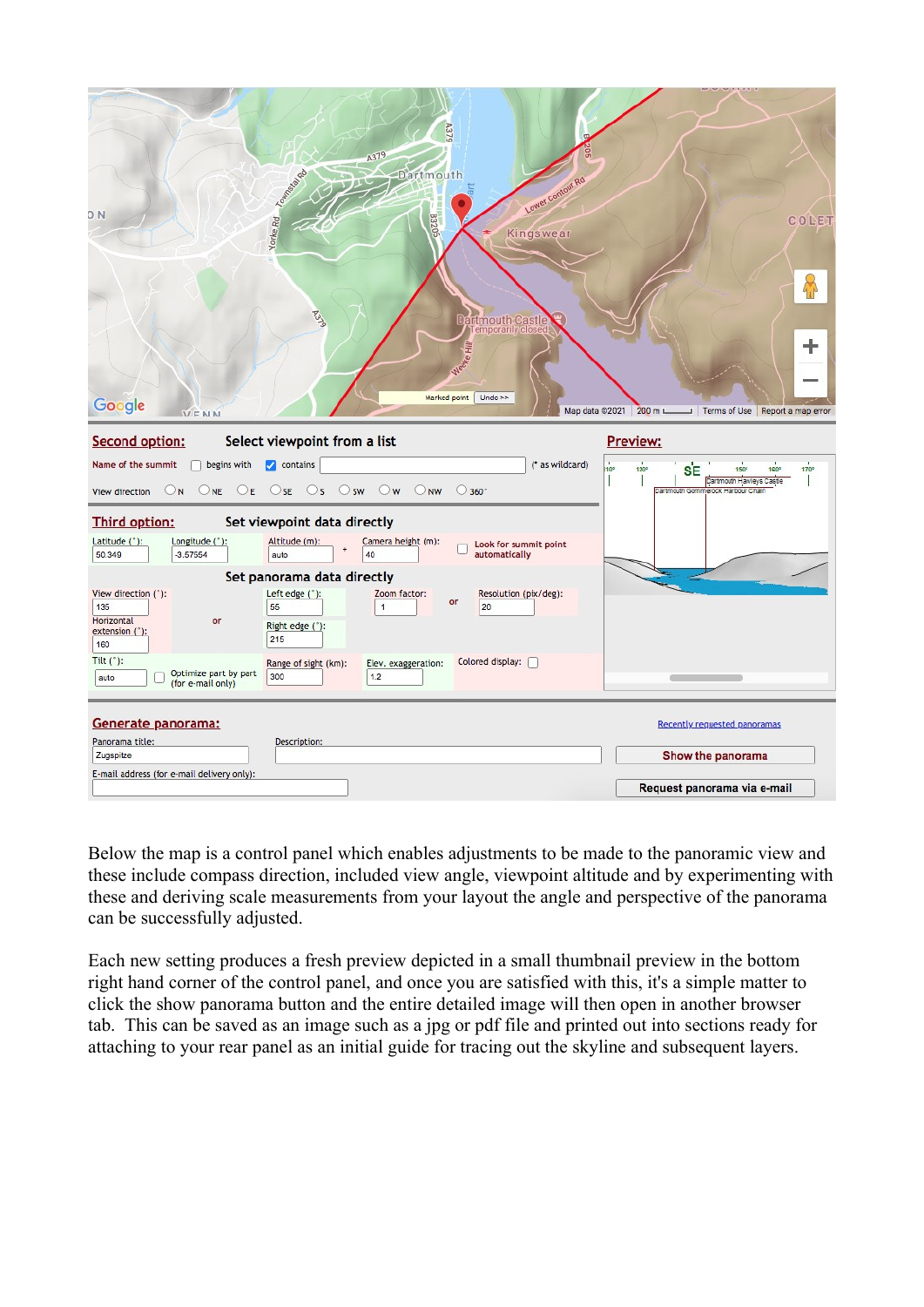Below the map is a control panel which enables adjustments to be made to the panoramic view and these include compass direction, included view angle, viewpoint altitude and by experimenting with these and deriving scale measurements from your layout the angle and perspective of the panorama can be successfully adjusted.

Each new setting produces a fresh preview depicted in a small thumbnail preview in the bottom right hand corner of the control panel, and once you are satisfied with this, it's a simple matter to click the show panorama button and the entire detailed image will then open in another browser tab. This can be saved as an image such as a jpg or pdf file and printed out into sections ready for attaching to your rear panel as an initial guide for tracing out the skyline and subsequent layers.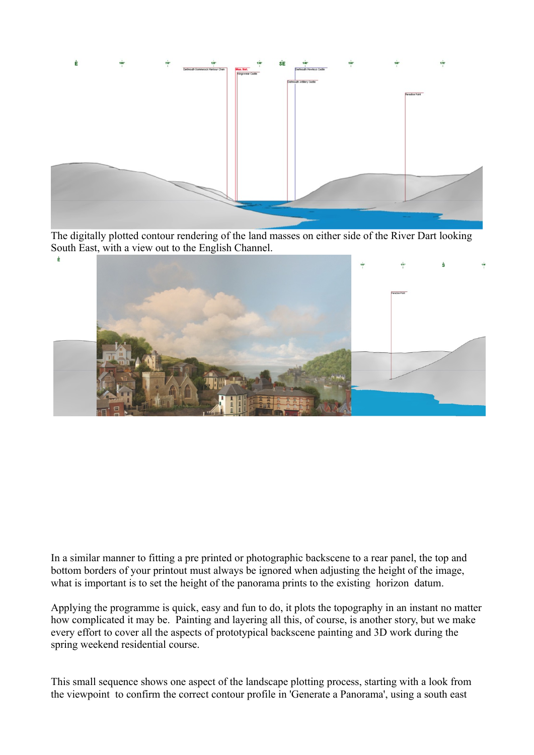The digitally plotted contour rendering of the land masses on either side of the River Dart looking South East, with a view out to the English Channel.

In a similar manner to fitting a pre printed or photographic backscene to a rear panel, the top and bottom borders of your printout must always be ignored when adjusting the height of the image, what is important is to set the height of the panorama prints to the existing horizon datum.

Applying the programme is quick, easy and fun to do, it plots the topography in an instant no matter how complicated it may be. Painting and layering all this, of course, is another story, but we make every effort to cover all the aspects of prototypical backscene painting and 3D work during the spring weekend residential course.

This small sequence shows one aspect of the landscape plotting process, starting with a look from the viewpoint to confirm the correct contour profile in 'Generate a Panorama', using a south east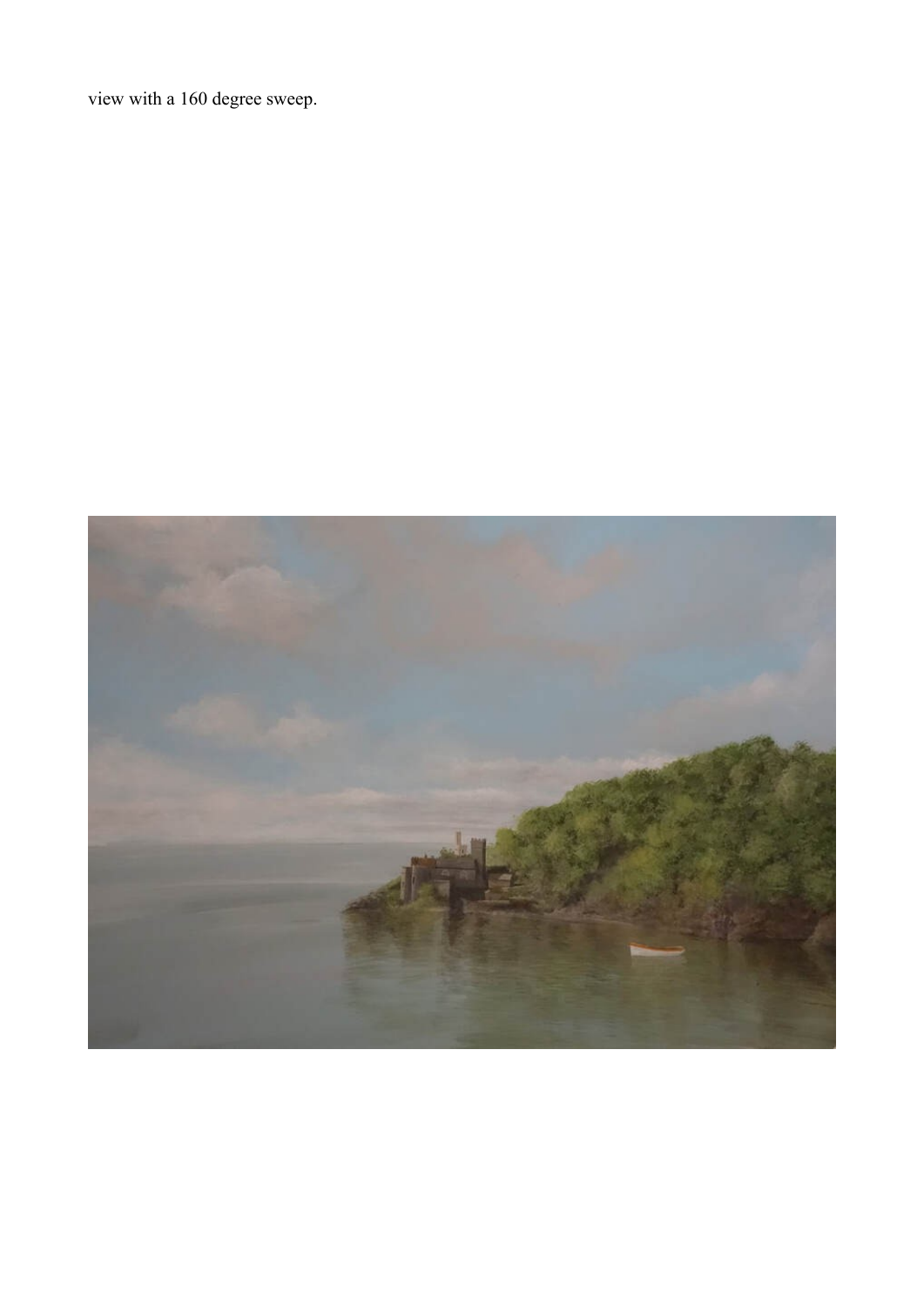view with a 160 degree sweep.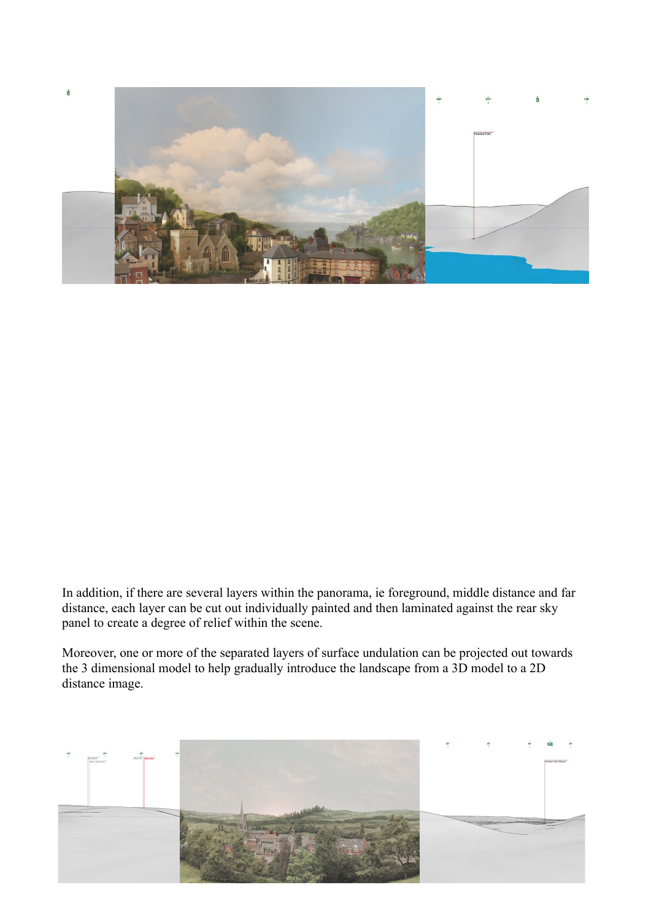In addition, if there are several layers within the panorama, ie foreground, middle distance and far distance, each layer can be cut out individually painted and then laminated against the rear sky panel to create a degree of relief within the scene.

Moreover, one or more of the separated layers of surface undulation can be projected out towards the 3 dimensional model to help gradually introduce the landscape from a 3D model to a 2D distance image.